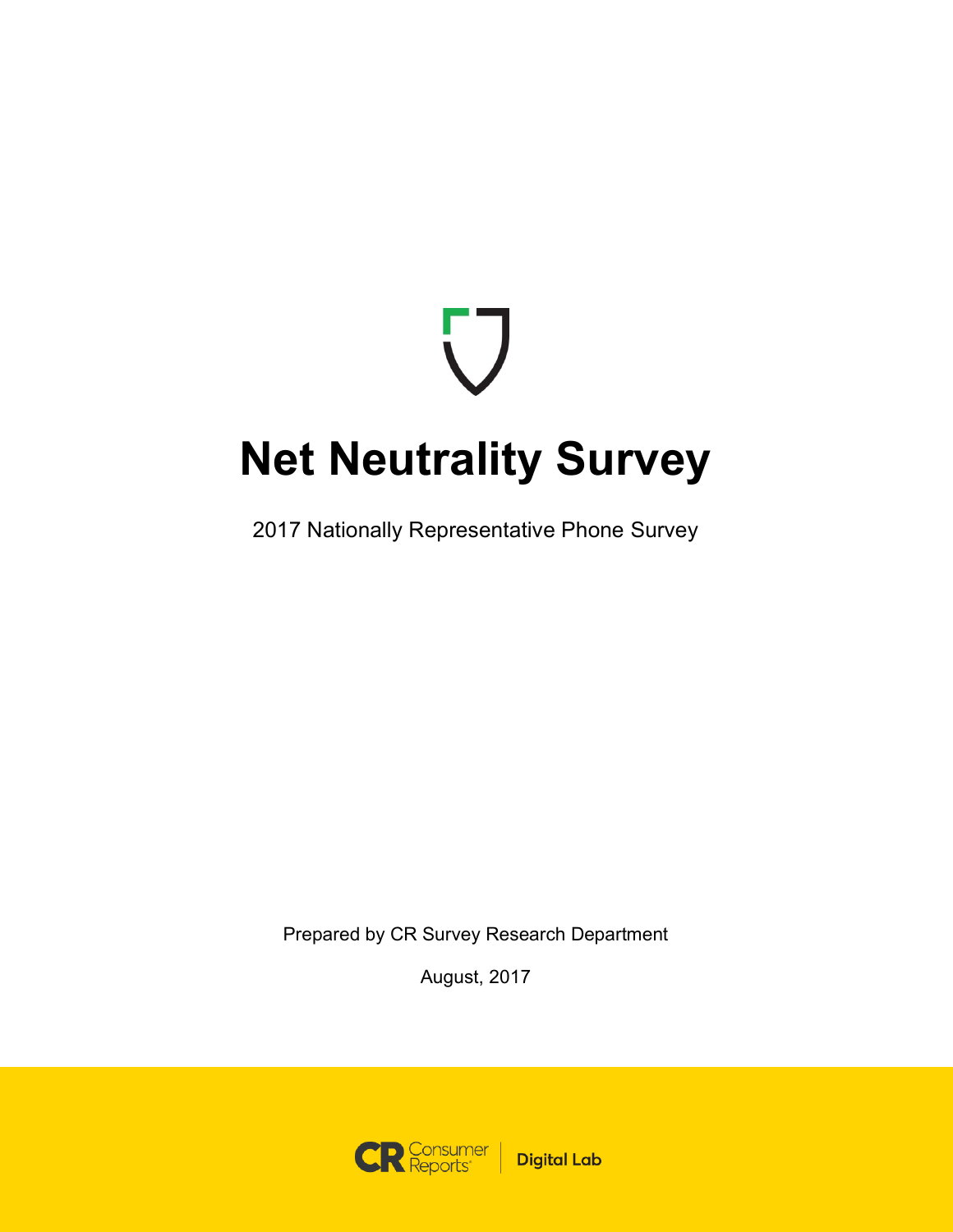# Net Neutrality Survey

2017 Nationally Representative Phone Survey

Prepared by CR Survey Research Department

August, 2017

Consumer Reports | Digital Lab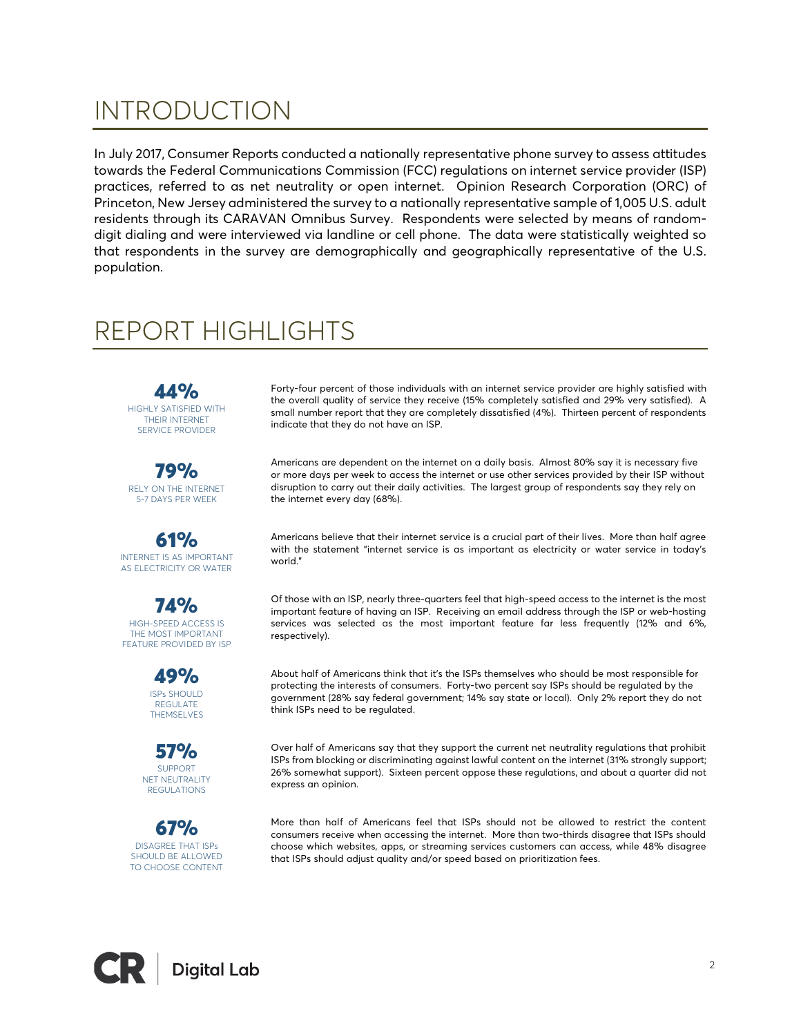# INTRODUCTION

In July 2017, Consumer Reports conducted a nationally representative phone survey to assess attitudes towards the Federal Communications Commission (FCC) regulations on internet service provider (ISP) practices, referred to as net neutrality or open internet. Opinion Research Corporation (ORC) of Princeton, New Jersey administered the survey to a nationally representative sample of 1,005 U.S. adult residents through its CARAVAN Omnibus Survey. Respondents were selected by means of random-digit dialing and were interviewed via landline or cell phone. The data were statistically weighted so that respondents in the survey are demographically and geographically representative of the U.S. population.

# REPORT HIGHLIGHTS

**44%**
HIGHLY SATISFIED WITH THEIR INTERNET SERVICE PROVIDER

Forty-four percent of those individuals with an internet service provider are highly satisfied with the overall quality of service they receive (15% completely satisfied and 29% very satisfied). A small number report that they are completely dissatisfied (4%). Thirteen percent of respondents indicate that they do not have an ISP.

**79%**
RELY ON THE INTERNET 5-7 DAYS PER WEEK

Americans are dependent on the internet on a daily basis. Almost 80% say it is necessary five or more days per week to access the internet or use other services provided by their ISP without disruption to carry out their daily activities. The largest group of respondents say they rely on the internet every day (68%).

**61%**
INTERNET IS AS IMPORTANT AS ELECTRICITY OR WATER

Americans believe that their internet service is a crucial part of their lives. More than half agree with the statement "internet service is as important as electricity or water service in today's world."

**74%**
HIGH-SPEED ACCESS IS THE MOST IMPORTANT FEATURE PROVIDED BY ISP

Of those with an ISP, nearly three-quarters feel that high-speed access to the internet is the most important feature of having an ISP. Receiving an email address through the ISP or web-hosting services was selected as the most important feature far less frequently (12% and 6%, respectively).

**49%**
ISPs SHOULD REGULATE THEMSELVES

About half of Americans think that it's the ISPs themselves who should be most responsible for protecting the interests of consumers. Forty-two percent say ISPs should be regulated by the government (28% say federal government; 14% say state or local). Only 2% report they do not think ISPs need to be regulated.

**57%**
SUPPORT NET NEUTRALITY REGULATIONS

Over half of Americans say that they support the current net neutrality regulations that prohibit ISPs from blocking or discriminating against lawful content on the internet (31% strongly support; 26% somewhat support). Sixteen percent oppose these regulations, and about a quarter did not express an opinion.

**67%**
DISAGREE THAT ISPs SHOULD BE ALLOWED TO CHOOSE CONTENT

More than half of Americans feel that ISPs should not be allowed to restrict the content consumers receive when accessing the internet. More than two-thirds disagree that ISPs should choose which websites, apps, or streaming services customers can access, while 48% disagree that ISPs should adjust quality and/or speed based on prioritization fees.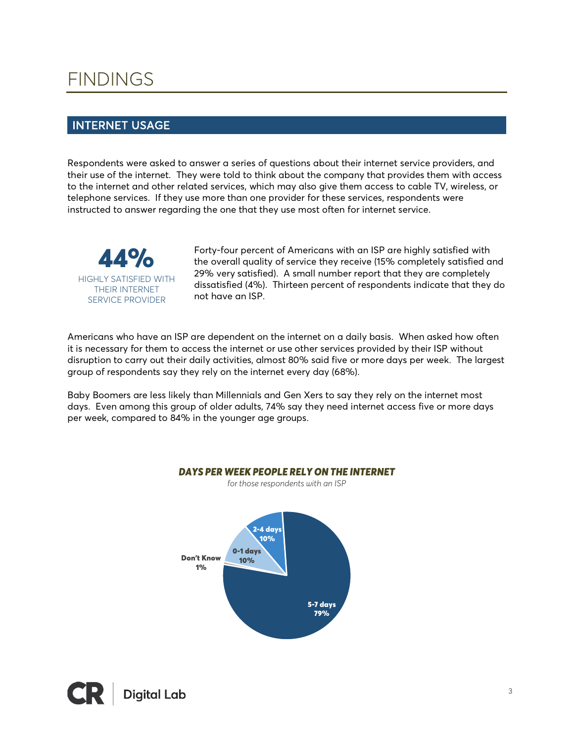# FINDINGS

## INTERNET USAGE

Respondents were asked to answer a series of questions about their internet service providers, and their use of the internet. They were told to think about the company that provides them with access to the internet and other related services, which may also give them access to cable TV, wireless, or telephone services. If they use more than one provider for these services, respondents were instructed to answer regarding the one that they use most often for internet service.

**44%**

HIGHLY SATISFIED WITH THEIR INTERNET SERVICE PROVIDER

Forty-four percent of Americans with an ISP are highly satisfied with the overall quality of service they receive (15% completely satisfied and 29% very satisfied). A small number report that they are completely dissatisfied (4%). Thirteen percent of respondents indicate that they do not have an ISP.

Americans who have an ISP are dependent on the internet on a daily basis. When asked how often it is necessary for them to access the internet or use other services provided by their ISP without disruption to carry out their daily activities, almost 80% said five or more days per week. The largest group of respondents say they rely on the internet every day (68%).

Baby Boomers are less likely than Millennials and Gen Xers to say they rely on the internet most days. Even among this group of older adults, 74% say they need internet access five or more days per week, compared to 84% in the younger age groups.

***DAYS PER WEEK PEOPLE RELY ON THE INTERNET***

*for those respondents with an ISP*

| Days | Percent |
|---|---|
| 5-7 days | 79% |
| 2-4 days | 10% |
| 0-1 days | 10% |
| Don't Know | 1% |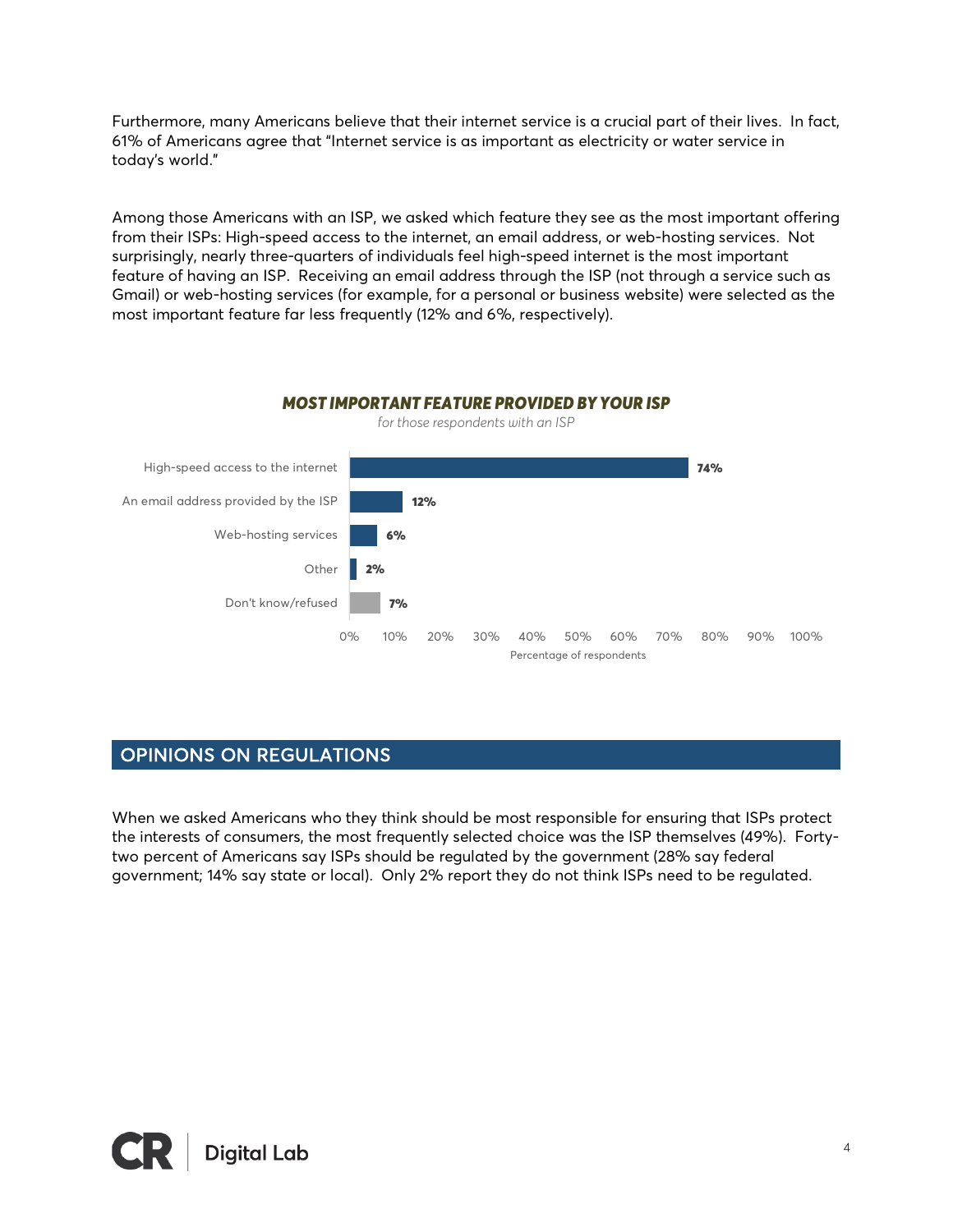Furthermore, many Americans believe that their internet service is a crucial part of their lives. In fact, 61% of Americans agree that "Internet service is as important as electricity or water service in today's world."

Among those Americans with an ISP, we asked which feature they see as the most important offering from their ISPs: High-speed access to the internet, an email address, or web-hosting services. Not surprisingly, nearly three-quarters of individuals feel high-speed internet is the most important feature of having an ISP. Receiving an email address through the ISP (not through a service such as Gmail) or web-hosting services (for example, for a personal or business website) were selected as the most important feature far less frequently (12% and 6%, respectively).

***MOST IMPORTANT FEATURE PROVIDED BY YOUR ISP***

*for those respondents with an ISP*

| Feature | Percentage of respondents |
|---|---|
| High-speed access to the internet | 74% |
| An email address provided by the ISP | 12% |
| Web-hosting services | 6% |
| Other | 2% |
| Don't know/refused | 7% |

## OPINIONS ON REGULATIONS

When we asked Americans who they think should be most responsible for ensuring that ISPs protect the interests of consumers, the most frequently selected choice was the ISP themselves (49%). Forty-two percent of Americans say ISPs should be regulated by the government (28% say federal government; 14% say state or local). Only 2% report they do not think ISPs need to be regulated.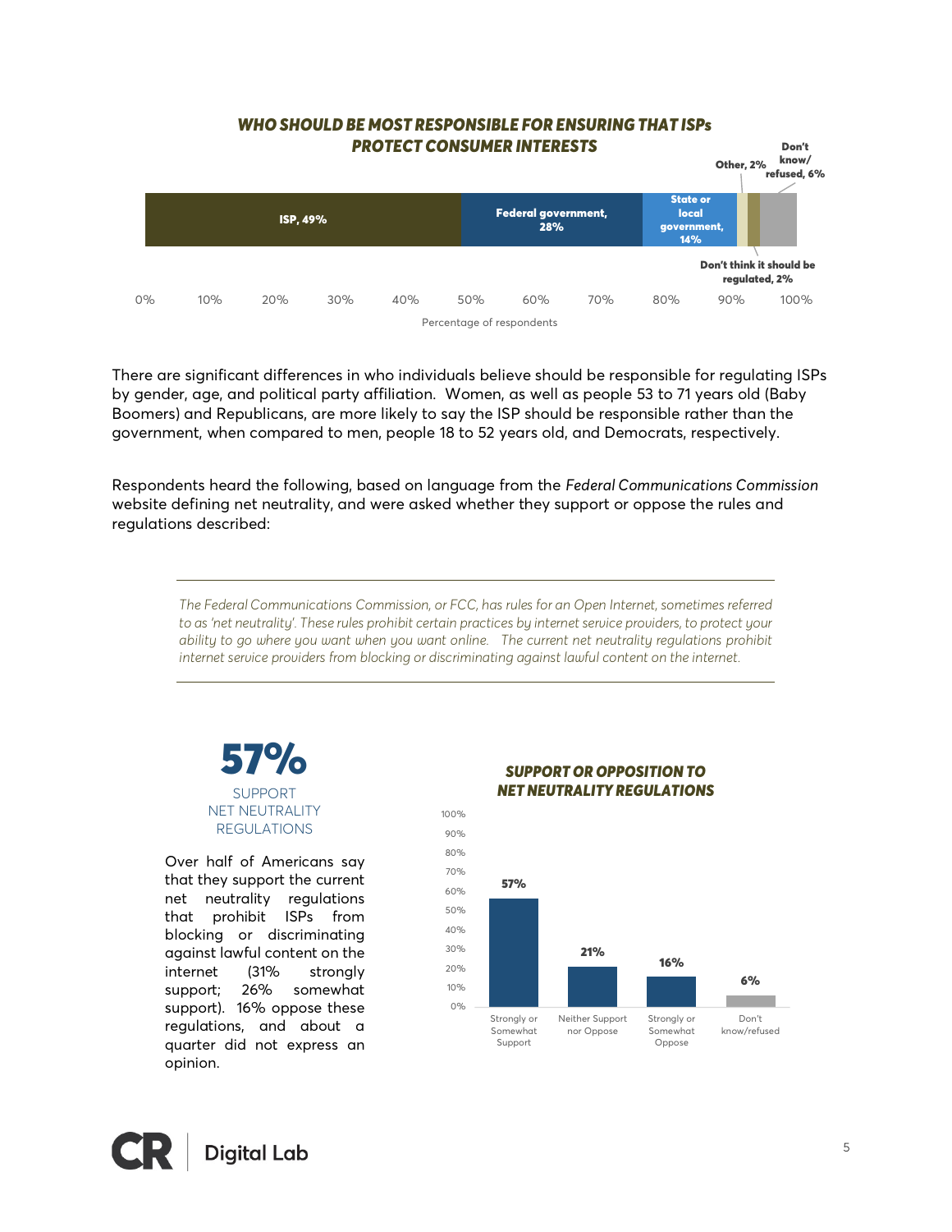**WHO SHOULD BE MOST RESPONSIBLE FOR ENSURING THAT ISPs PROTECT CONSUMER INTERESTS**

| Response | Percentage of respondents |
|---|---|
| ISP | 49% |
| Federal government | 28% |
| State or local government | 14% |
| Don't think it should be regulated | 2% |
| Other | 2% |
| Don't know/ refused | 6% |

There are significant differences in who individuals believe should be responsible for regulating ISPs by gender, age, and political party affiliation. Women, as well as people 53 to 71 years old (Baby Boomers) and Republicans, are more likely to say the ISP should be responsible rather than the government, when compared to men, people 18 to 52 years old, and Democrats, respectively.

Respondents heard the following, based on language from the *Federal Communications Commission* website defining net neutrality, and were asked whether they support or oppose the rules and regulations described:

> *The Federal Communications Commission, or FCC, has rules for an Open Internet, sometimes referred to as 'net neutrality'. These rules prohibit certain practices by internet service providers, to protect your ability to go where you want when you want online. The current net neutrality regulations prohibit internet service providers from blocking or discriminating against lawful content on the internet.*

**57%**
SUPPORT NET NEUTRALITY REGULATIONS

Over half of Americans say that they support the current net neutrality regulations that prohibit ISPs from blocking or discriminating against lawful content on the internet (31% strongly support; 26% somewhat support). 16% oppose these regulations, and about a quarter did not express an opinion.

**SUPPORT OR OPPOSITION TO NET NEUTRALITY REGULATIONS**

| Response | Percentage |
|---|---|
| Strongly or Somewhat Support | 57% |
| Neither Support nor Oppose | 21% |
| Strongly or Somewhat Oppose | 16% |
| Don't know/refused | 6% |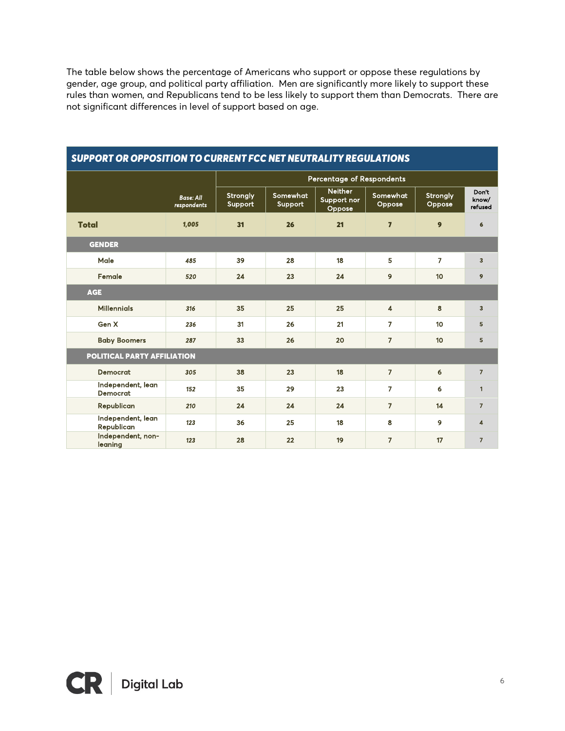The table below shows the percentage of Americans who support or oppose these regulations by gender, age group, and political party affiliation. Men are significantly more likely to support these rules than women, and Republicans tend to be less likely to support them than Democrats. There are not significant differences in level of support based on age.

**SUPPORT OR OPPOSITION TO CURRENT FCC NET NEUTRALITY REGULATIONS**

| | | Percentage of Respondents | | | | | |
|---|---|---|---|---|---|---|---|
| | *Base: All respondents* | Strongly Support | Somewhat Support | Neither Support nor Oppose | Somewhat Oppose | Strongly Oppose | Don't know/ refused |
| **Total** | *1,005* | **31** | **26** | **21** | **7** | **9** | **6** |
| **GENDER** | | | | | | | |
| Male | *485* | 39 | 28 | 18 | 5 | 7 | 3 |
| Female | *520* | 24 | 23 | 24 | 9 | 10 | 9 |
| **AGE** | | | | | | | |
| Millennials | *316* | 35 | 25 | 25 | 4 | 8 | 3 |
| Gen X | *236* | 31 | 26 | 21 | 7 | 10 | 5 |
| Baby Boomers | *287* | 33 | 26 | 20 | 7 | 10 | 5 |
| **POLITICAL PARTY AFFILIATION** | | | | | | | |
| Democrat | *305* | 38 | 23 | 18 | 7 | 6 | 7 |
| Independent, lean Democrat | *152* | 35 | 29 | 23 | 7 | 6 | 1 |
| Republican | *210* | 24 | 24 | 24 | 7 | 14 | 7 |
| Independent, lean Republican | *123* | 36 | 25 | 18 | 8 | 9 | 4 |
| Independent, non-leaning | *123* | 28 | 22 | 19 | 7 | 17 | 7 |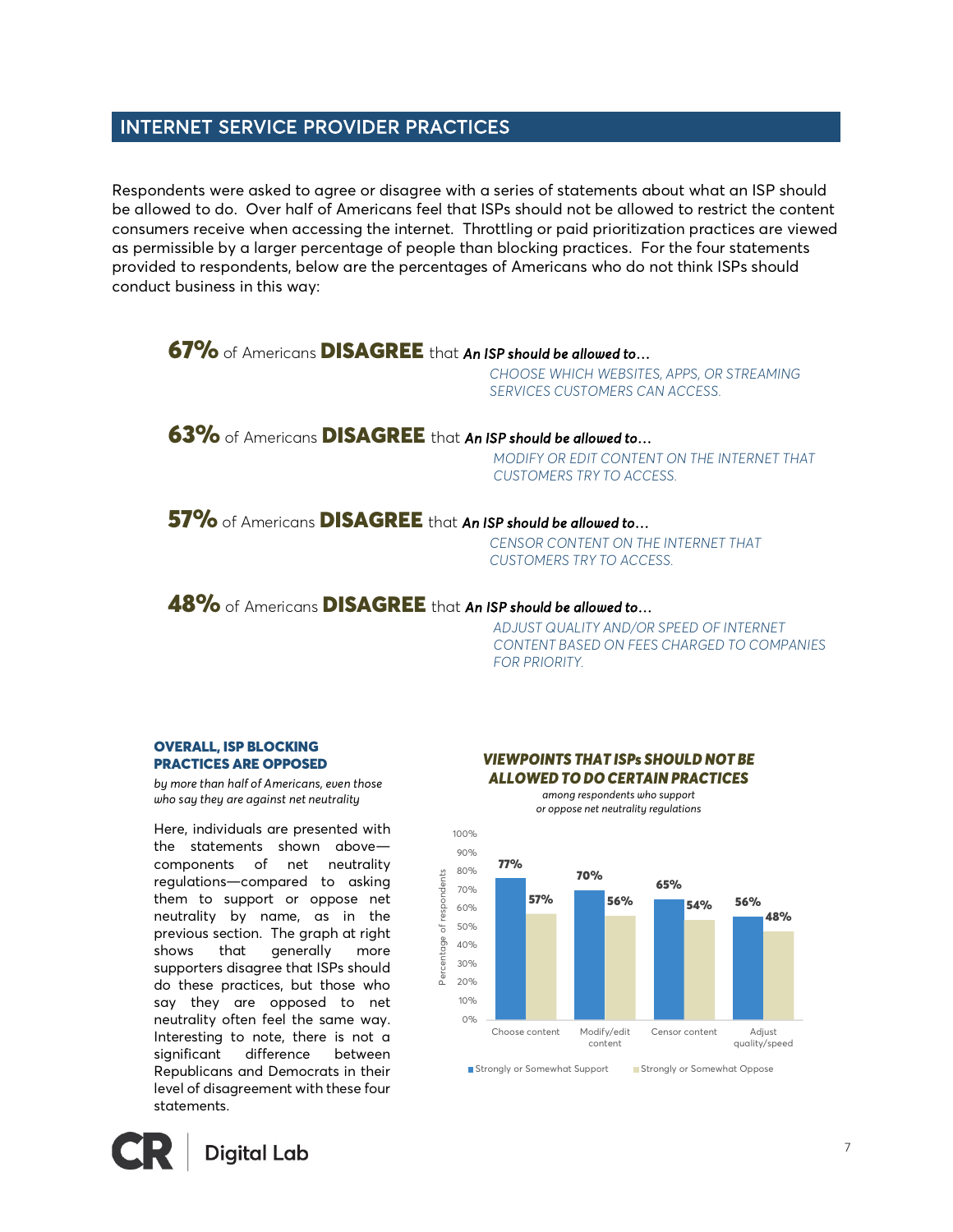## INTERNET SERVICE PROVIDER PRACTICES

Respondents were asked to agree or disagree with a series of statements about what an ISP should be allowed to do. Over half of Americans feel that ISPs should not be allowed to restrict the content consumers receive when accessing the internet. Throttling or paid prioritization practices are viewed as permissible by a larger percentage of people than blocking practices. For the four statements provided to respondents, below are the percentages of Americans who do not think ISPs should conduct business in this way:

**67%** of Americans **DISAGREE** that ***An ISP should be allowed to…***
*CHOOSE WHICH WEBSITES, APPS, OR STREAMING SERVICES CUSTOMERS CAN ACCESS.*

**63%** of Americans **DISAGREE** that ***An ISP should be allowed to…***
*MODIFY OR EDIT CONTENT ON THE INTERNET THAT CUSTOMERS TRY TO ACCESS.*

**57%** of Americans **DISAGREE** that ***An ISP should be allowed to…***
*CENSOR CONTENT ON THE INTERNET THAT CUSTOMERS TRY TO ACCESS.*

**48%** of Americans **DISAGREE** that ***An ISP should be allowed to…***
*ADJUST QUALITY AND/OR SPEED OF INTERNET CONTENT BASED ON FEES CHARGED TO COMPANIES FOR PRIORITY.*

### OVERALL, ISP BLOCKING PRACTICES ARE OPPOSED

*by more than half of Americans, even those who say they are against net neutrality*

Here, individuals are presented with the statements shown above—components of net neutrality regulations—compared to asking them to support or oppose net neutrality by name, as in the previous section. The graph at right shows that generally more supporters disagree that ISPs should do these practices, but those who say they are opposed to net neutrality often feel the same way. Interesting to note, there is not a significant difference between Republicans and Democrats in their level of disagreement with these four statements.

**VIEWPOINTS THAT ISPs SHOULD NOT BE ALLOWED TO DO CERTAIN PRACTICES**

*among respondents who support or oppose net neutrality regulations*

| | Strongly or Somewhat Support | Strongly or Somewhat Oppose |
|---|---|---|
| Choose content | 77% | 57% |
| Modify/edit content | 70% | 56% |
| Censor content | 65% | 54% |
| Adjust quality/speed | 56% | 48% |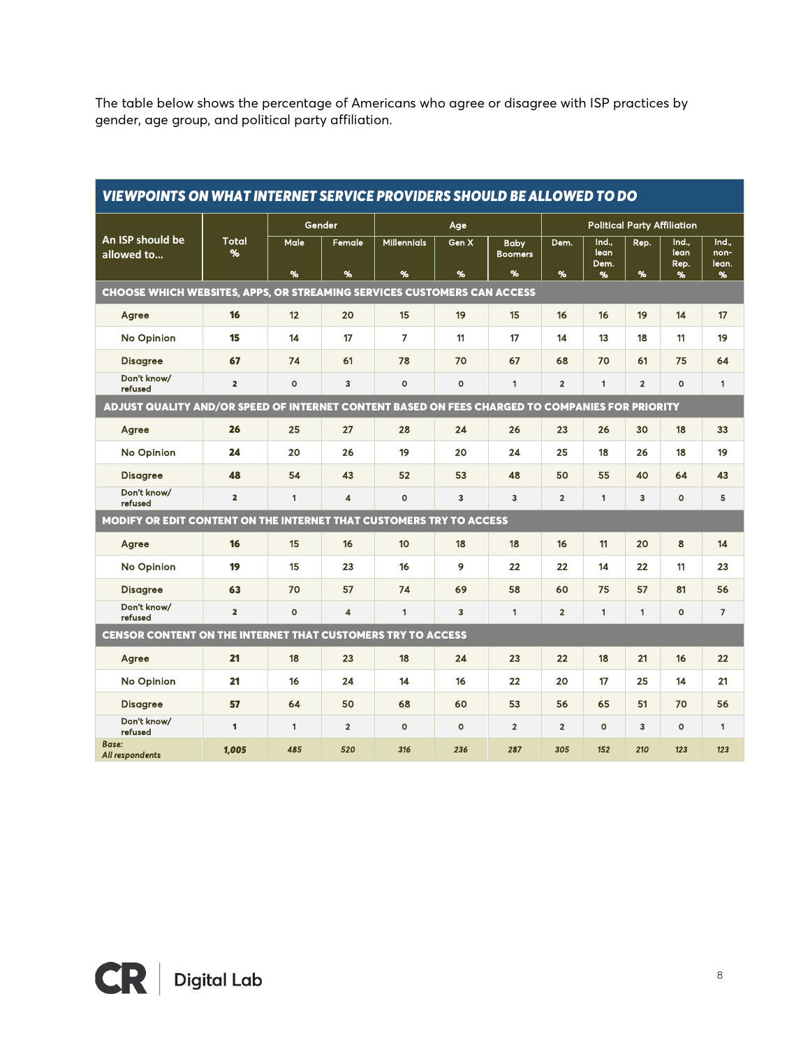The table below shows the percentage of Americans who agree or disagree with ISP practices by gender, age group, and political party affiliation.

**VIEWPOINTS ON WHAT INTERNET SERVICE PROVIDERS SHOULD BE ALLOWED TO DO**

| An ISP should be allowed to... | Total % | Gender | | Age | | | Political Party Affiliation | | | | |
|---|---|---|---|---|---|---|---|---|---|---|---|
| | | Male % | Female % | Millennials % | Gen X % | Baby Boomers % | Dem. % | Ind., lean Dem. % | Rep. % | Ind., lean Rep. % | Ind., non-lean. % |
| **CHOOSE WHICH WEBSITES, APPS, OR STREAMING SERVICES CUSTOMERS CAN ACCESS** | | | | | | | | | | | |
| Agree | **16** | 12 | 20 | 15 | 19 | 15 | 16 | 16 | 19 | 14 | 17 |
| No Opinion | **15** | 14 | 17 | 7 | 11 | 17 | 14 | 13 | 18 | 11 | 19 |
| Disagree | **67** | 74 | 61 | 78 | 70 | 67 | 68 | 70 | 61 | 75 | 64 |
| Don't know/ refused | **2** | 0 | 3 | 0 | 0 | 1 | 2 | 1 | 2 | 0 | 1 |
| **ADJUST QUALITY AND/OR SPEED OF INTERNET CONTENT BASED ON FEES CHARGED TO COMPANIES FOR PRIORITY** | | | | | | | | | | | |
| Agree | **26** | 25 | 27 | 28 | 24 | 26 | 23 | 26 | 30 | 18 | 33 |
| No Opinion | **24** | 20 | 26 | 19 | 20 | 24 | 25 | 18 | 26 | 18 | 19 |
| Disagree | **48** | 54 | 43 | 52 | 53 | 48 | 50 | 55 | 40 | 64 | 43 |
| Don't know/ refused | **2** | 1 | 4 | 0 | 3 | 3 | 2 | 1 | 3 | 0 | 5 |
| **MODIFY OR EDIT CONTENT ON THE INTERNET THAT CUSTOMERS TRY TO ACCESS** | | | | | | | | | | | |
| Agree | **16** | 15 | 16 | 10 | 18 | 18 | 16 | 11 | 20 | 8 | 14 |
| No Opinion | **19** | 15 | 23 | 16 | 9 | 22 | 22 | 14 | 22 | 11 | 23 |
| Disagree | **63** | 70 | 57 | 74 | 69 | 58 | 60 | 75 | 57 | 81 | 56 |
| Don't know/ refused | **2** | 0 | 4 | 1 | 3 | 1 | 2 | 1 | 1 | 0 | 7 |
| **CENSOR CONTENT ON THE INTERNET THAT CUSTOMERS TRY TO ACCESS** | | | | | | | | | | | |
| Agree | **21** | 18 | 23 | 18 | 24 | 23 | 22 | 18 | 21 | 16 | 22 |
| No Opinion | **21** | 16 | 24 | 14 | 16 | 22 | 20 | 17 | 25 | 14 | 21 |
| Disagree | **57** | 64 | 50 | 68 | 60 | 53 | 56 | 65 | 51 | 70 | 56 |
| Don't know/ refused | **1** | 1 | 2 | 0 | 0 | 2 | 2 | 0 | 3 | 0 | 1 |
| *Base: All respondents* | ***1,005*** | *485* | *520* | *316* | *236* | *287* | *305* | *152* | *210* | *123* | *123* |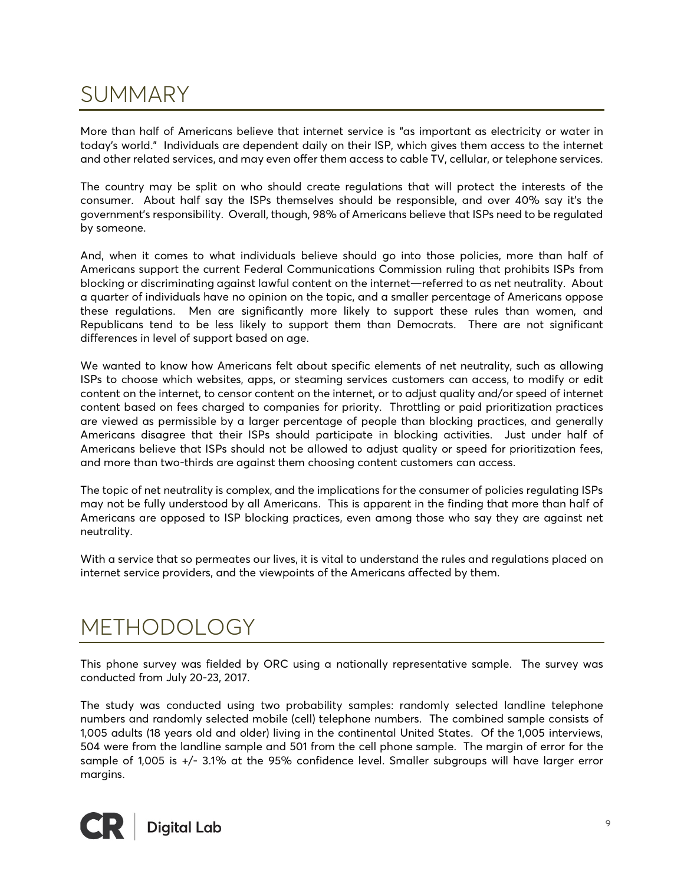# SUMMARY

More than half of Americans believe that internet service is "as important as electricity or water in today's world." Individuals are dependent daily on their ISP, which gives them access to the internet and other related services, and may even offer them access to cable TV, cellular, or telephone services.

The country may be split on who should create regulations that will protect the interests of the consumer. About half say the ISPs themselves should be responsible, and over 40% say it's the government's responsibility. Overall, though, 98% of Americans believe that ISPs need to be regulated by someone.

And, when it comes to what individuals believe should go into those policies, more than half of Americans support the current Federal Communications Commission ruling that prohibits ISPs from blocking or discriminating against lawful content on the internet—referred to as net neutrality. About a quarter of individuals have no opinion on the topic, and a smaller percentage of Americans oppose these regulations. Men are significantly more likely to support these rules than women, and Republicans tend to be less likely to support them than Democrats. There are not significant differences in level of support based on age.

We wanted to know how Americans felt about specific elements of net neutrality, such as allowing ISPs to choose which websites, apps, or steaming services customers can access, to modify or edit content on the internet, to censor content on the internet, or to adjust quality and/or speed of internet content based on fees charged to companies for priority. Throttling or paid prioritization practices are viewed as permissible by a larger percentage of people than blocking practices, and generally Americans disagree that their ISPs should participate in blocking activities. Just under half of Americans believe that ISPs should not be allowed to adjust quality or speed for prioritization fees, and more than two-thirds are against them choosing content customers can access.

The topic of net neutrality is complex, and the implications for the consumer of policies regulating ISPs may not be fully understood by all Americans. This is apparent in the finding that more than half of Americans are opposed to ISP blocking practices, even among those who say they are against net neutrality.

With a service that so permeates our lives, it is vital to understand the rules and regulations placed on internet service providers, and the viewpoints of the Americans affected by them.

# METHODOLOGY

This phone survey was fielded by ORC using a nationally representative sample. The survey was conducted from July 20-23, 2017.

The study was conducted using two probability samples: randomly selected landline telephone numbers and randomly selected mobile (cell) telephone numbers. The combined sample consists of 1,005 adults (18 years old and older) living in the continental United States. Of the 1,005 interviews, 504 were from the landline sample and 501 from the cell phone sample. The margin of error for the sample of 1,005 is +/- 3.1% at the 95% confidence level. Smaller subgroups will have larger error margins.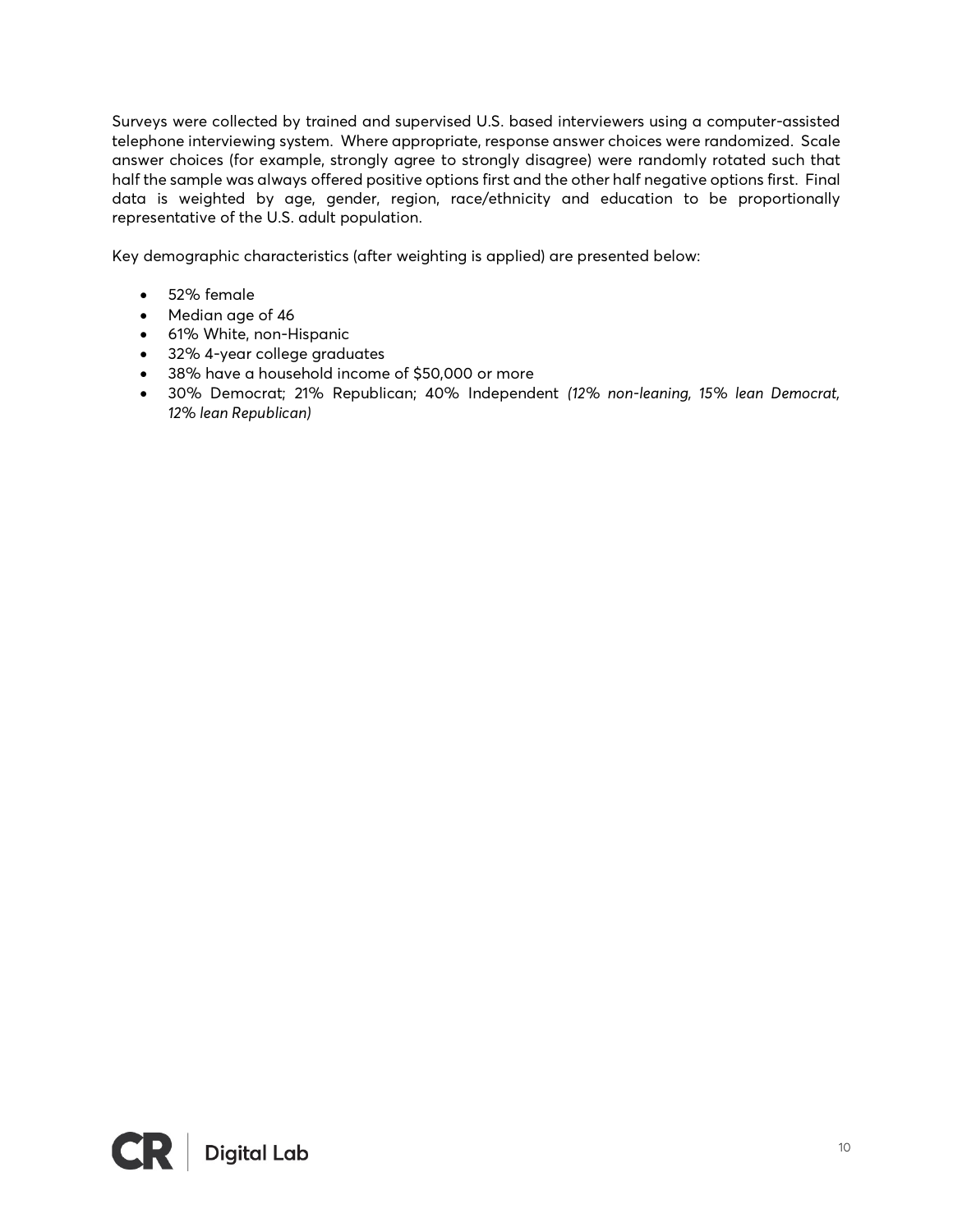Surveys were collected by trained and supervised U.S. based interviewers using a computer-assisted telephone interviewing system. Where appropriate, response answer choices were randomized. Scale answer choices (for example, strongly agree to strongly disagree) were randomly rotated such that half the sample was always offered positive options first and the other half negative options first. Final data is weighted by age, gender, region, race/ethnicity and education to be proportionally representative of the U.S. adult population.

Key demographic characteristics (after weighting is applied) are presented below:

- 52% female
- Median age of 46
- 61% White, non-Hispanic
- 32% 4-year college graduates
- 38% have a household income of $50,000 or more
- 30% Democrat; 21% Republican; 40% Independent *(12% non-leaning, 15% lean Democrat, 12% lean Republican)*